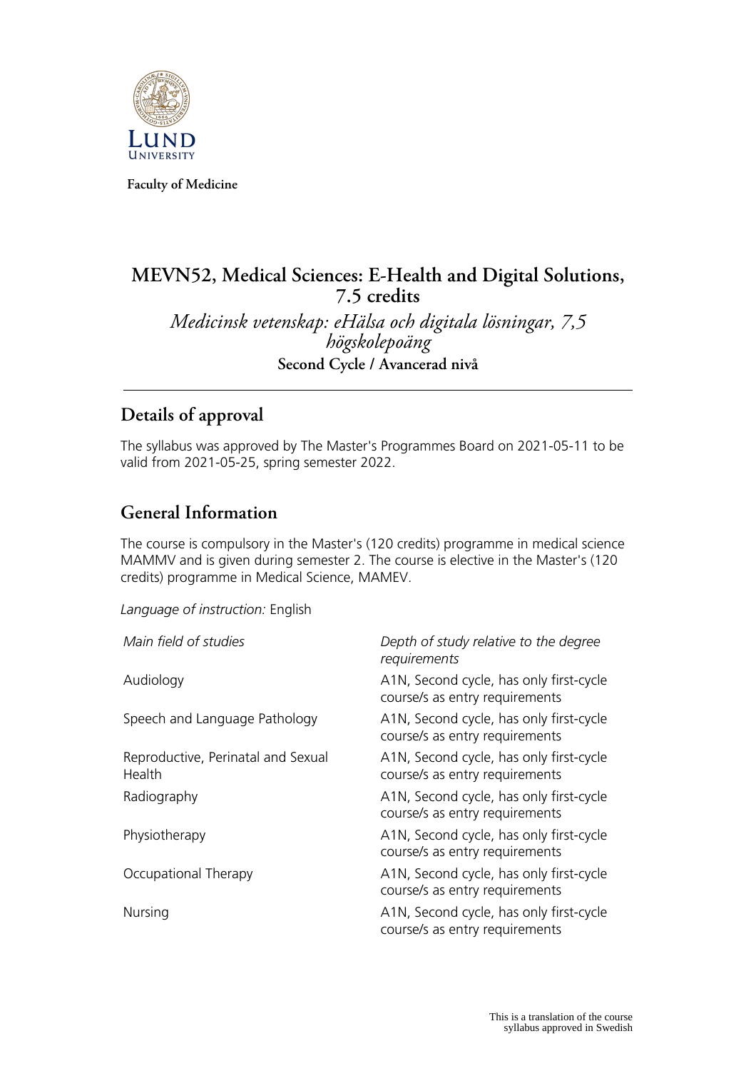Faculty of Medicine

# MEVN52, Medical Sciences: E-Health and Digital Solutions, 7.5 credits

*Medicinsk vetenskap: eHälsa och digitala lösningar, 7,5 högskolepoäng*

**Second Cycle / Avancerad nivå**

## Details of approval

The syllabus was approved by The Master's Programmes Board on 2021-05-11 to be valid from 2021-05-25, spring semester 2022.

## General Information

The course is compulsory in the Master's (120 credits) programme in medical science MAMMV and is given during semester 2. The course is elective in the Master's (120 credits) programme in Medical Science, MAMEV.

*Language of instruction:* English

| *Main field of studies* | *Depth of study relative to the degree requirements* |
| --- | --- |
| Audiology | A1N, Second cycle, has only first-cycle course/s as entry requirements |
| Speech and Language Pathology | A1N, Second cycle, has only first-cycle course/s as entry requirements |
| Reproductive, Perinatal and Sexual Health | A1N, Second cycle, has only first-cycle course/s as entry requirements |
| Radiography | A1N, Second cycle, has only first-cycle course/s as entry requirements |
| Physiotherapy | A1N, Second cycle, has only first-cycle course/s as entry requirements |
| Occupational Therapy | A1N, Second cycle, has only first-cycle course/s as entry requirements |
| Nursing | A1N, Second cycle, has only first-cycle course/s as entry requirements |

This is a translation of the course syllabus approved in Swedish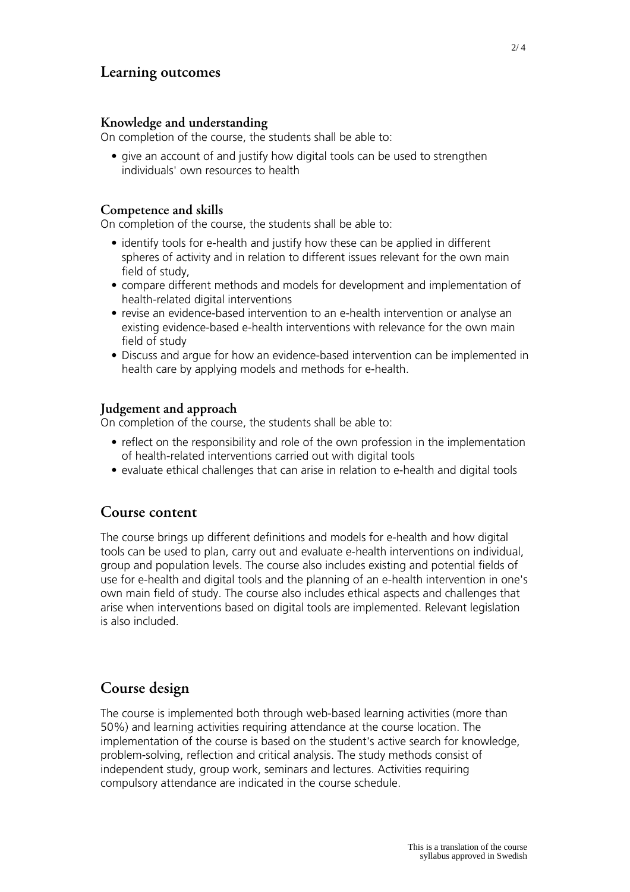## Learning outcomes

### Knowledge and understanding

On completion of the course, the students shall be able to:

- give an account of and justify how digital tools can be used to strengthen individuals' own resources to health

### Competence and skills

On completion of the course, the students shall be able to:

- identify tools for e-health and justify how these can be applied in different spheres of activity and in relation to different issues relevant for the own main field of study,
- compare different methods and models for development and implementation of health-related digital interventions
- revise an evidence-based intervention to an e-health intervention or analyse an existing evidence-based e-health interventions with relevance for the own main field of study
- Discuss and argue for how an evidence-based intervention can be implemented in health care by applying models and methods for e-health.

### Judgement and approach

On completion of the course, the students shall be able to:

- reflect on the responsibility and role of the own profession in the implementation of health-related interventions carried out with digital tools
- evaluate ethical challenges that can arise in relation to e-health and digital tools

## Course content

The course brings up different definitions and models for e-health and how digital tools can be used to plan, carry out and evaluate e-health interventions on individual, group and population levels. The course also includes existing and potential fields of use for e-health and digital tools and the planning of an e-health intervention in one's own main field of study. The course also includes ethical aspects and challenges that arise when interventions based on digital tools are implemented. Relevant legislation is also included.

## Course design

The course is implemented both through web-based learning activities (more than 50%) and learning activities requiring attendance at the course location. The implementation of the course is based on the student's active search for knowledge, problem-solving, reflection and critical analysis. The study methods consist of independent study, group work, seminars and lectures. Activities requiring compulsory attendance are indicated in the course schedule.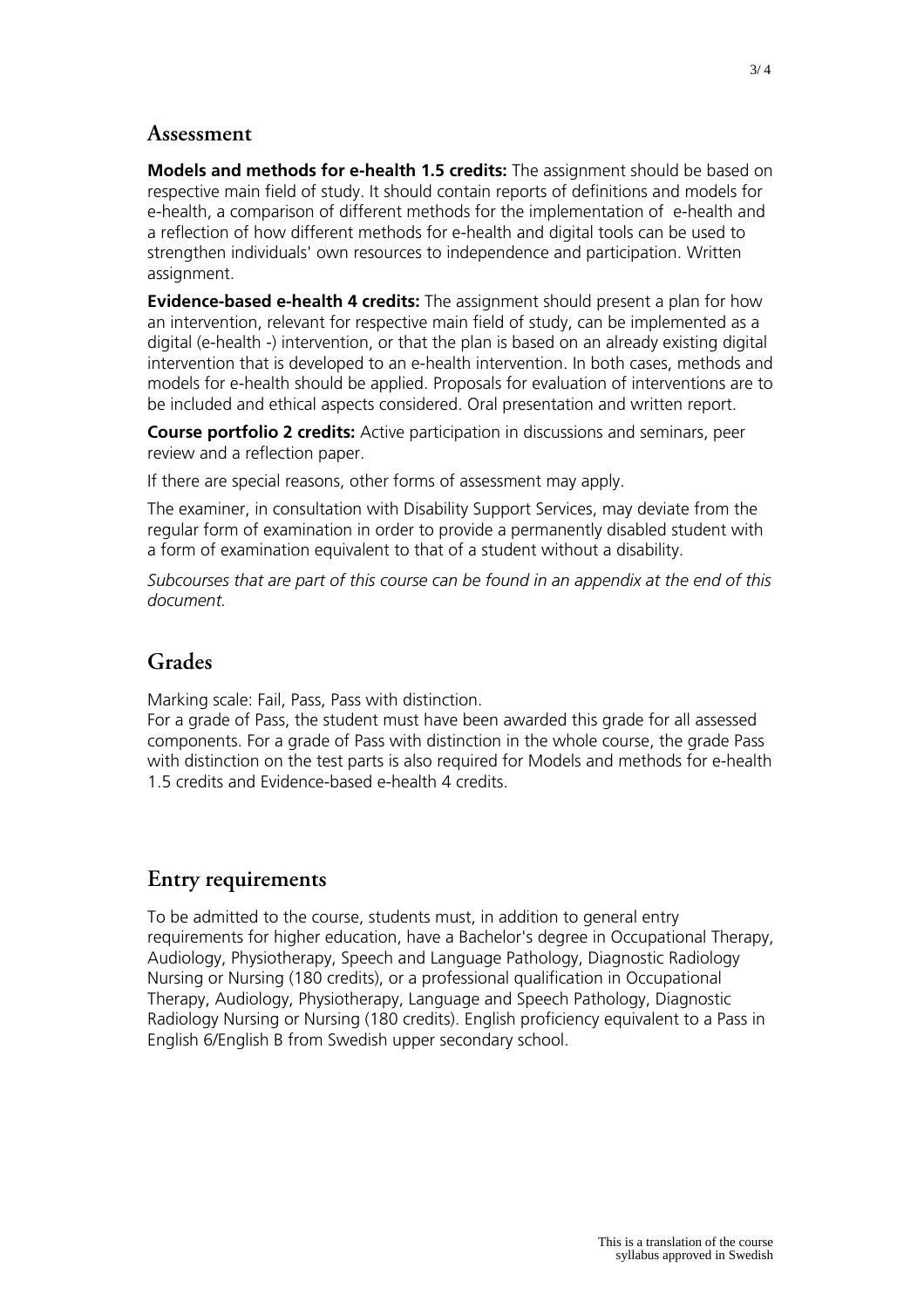## Assessment

**Models and methods for e-health 1.5 credits:** The assignment should be based on respective main field of study. It should contain reports of definitions and models for e-health, a comparison of different methods for the implementation of e-health and a reflection of how different methods for e-health and digital tools can be used to strengthen individuals' own resources to independence and participation. Written assignment.

**Evidence-based e-health 4 credits:** The assignment should present a plan for how an intervention, relevant for respective main field of study, can be implemented as a digital (e-health -) intervention, or that the plan is based on an already existing digital intervention that is developed to an e-health intervention. In both cases, methods and models for e-health should be applied. Proposals for evaluation of interventions are to be included and ethical aspects considered. Oral presentation and written report.

**Course portfolio 2 credits:** Active participation in discussions and seminars, peer review and a reflection paper.

If there are special reasons, other forms of assessment may apply.

The examiner, in consultation with Disability Support Services, may deviate from the regular form of examination in order to provide a permanently disabled student with a form of examination equivalent to that of a student without a disability.

*Subcourses that are part of this course can be found in an appendix at the end of this document.*

## Grades

Marking scale: Fail, Pass, Pass with distinction.
For a grade of Pass, the student must have been awarded this grade for all assessed components. For a grade of Pass with distinction in the whole course, the grade Pass with distinction on the test parts is also required for Models and methods for e-health 1.5 credits and Evidence-based e-health 4 credits.

## Entry requirements

To be admitted to the course, students must, in addition to general entry requirements for higher education, have a Bachelor's degree in Occupational Therapy, Audiology, Physiotherapy, Speech and Language Pathology, Diagnostic Radiology Nursing or Nursing (180 credits), or a professional qualification in Occupational Therapy, Audiology, Physiotherapy, Language and Speech Pathology, Diagnostic Radiology Nursing or Nursing (180 credits). English proficiency equivalent to a Pass in English 6/English B from Swedish upper secondary school.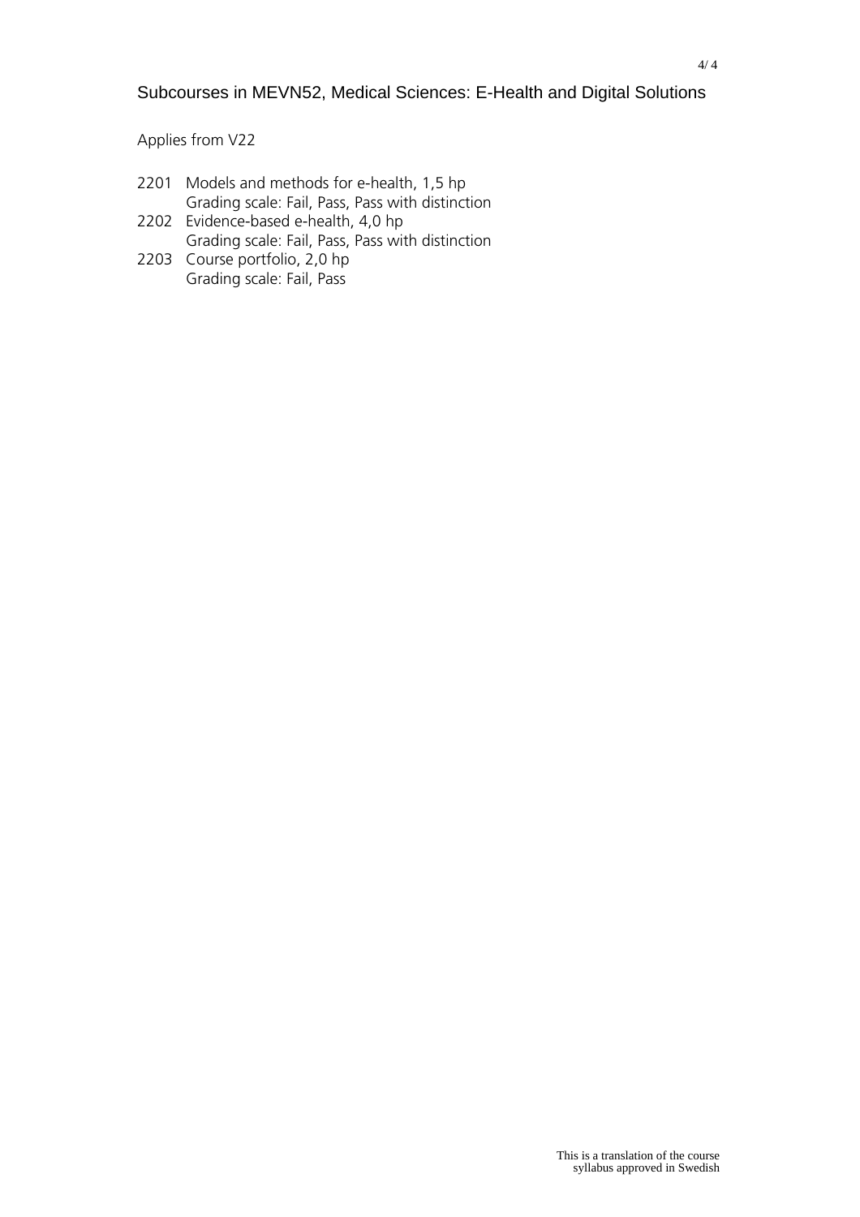## Subcourses in MEVN52, Medical Sciences: E-Health and Digital Solutions

Applies from V22

2201 Models and methods for e-health, 1,5 hp
Grading scale: Fail, Pass, Pass with distinction

2202 Evidence-based e-health, 4,0 hp
Grading scale: Fail, Pass, Pass with distinction

2203 Course portfolio, 2,0 hp
Grading scale: Fail, Pass

This is a translation of the course syllabus approved in Swedish